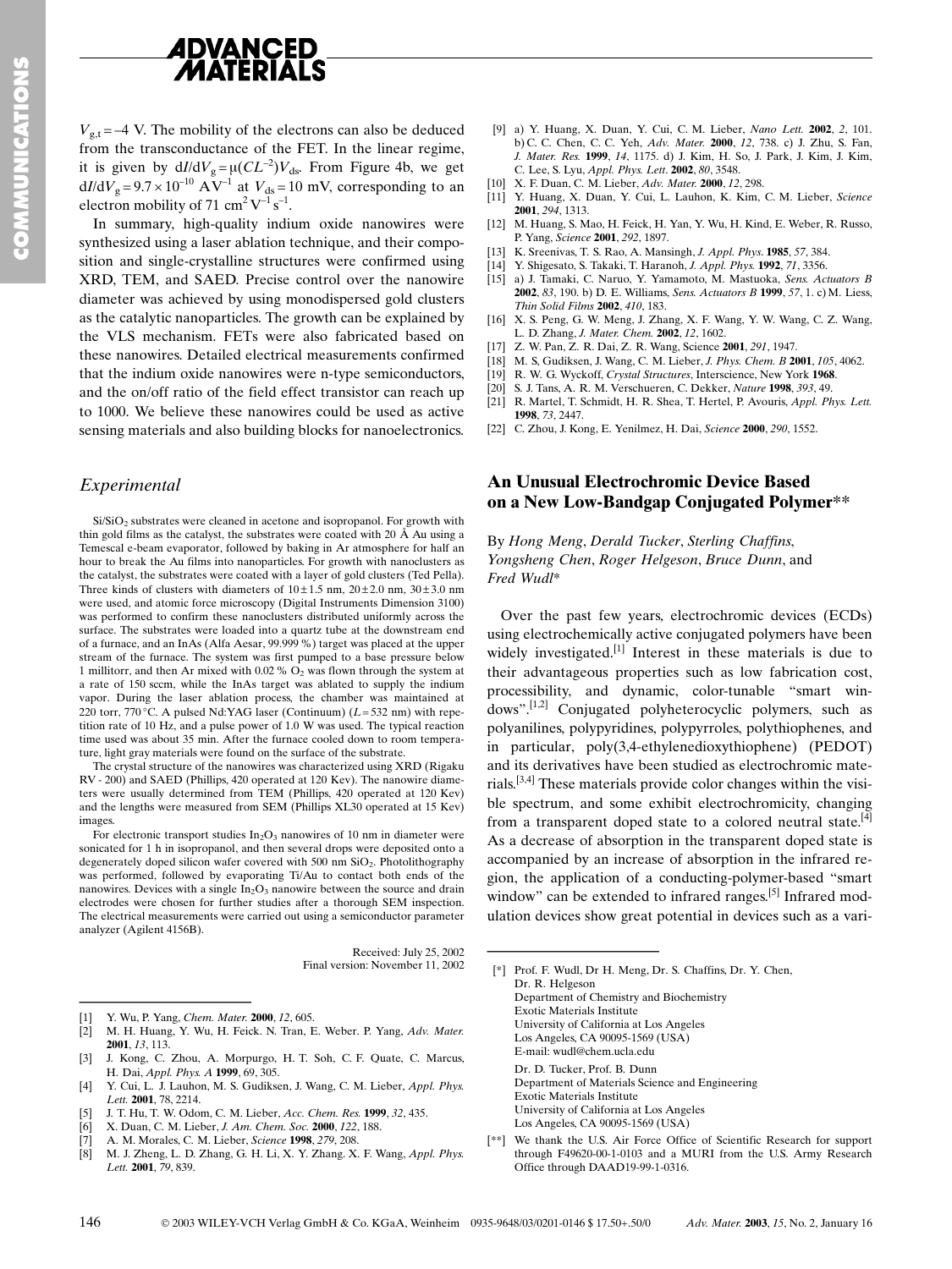$V_{g,t} = -4$ V. The mobility of the electrons can also be deduced from the transconductance of the FET. In the linear regime, it is given by $dI/dV_g = \mu(CL^{-2})V_{ds}$. From Figure 4b, we get $dI/dV_g = 9.7 \times 10^{-10}$ A V$^{-1}$ at $V_{ds} = 10$ mV, corresponding to an electron mobility of 71 cm$^2$ V$^{-1}$ s$^{-1}$.

In summary, high-quality indium oxide nanowires were synthesized using a laser ablation technique, and their composition and single-crystalline structures were confirmed using XRD, TEM, and SAED. Precise control over the nanowire diameter was achieved by using monodispersed gold clusters as the catalytic nanoparticles. The growth can be explained by the VLS mechanism. FETs were also fabricated based on these nanowires. Detailed electrical measurements confirmed that the indium oxide nanowires were n-type semiconductors, and the on/off ratio of the field effect transistor can reach up to 1000. We believe these nanowires could be used as active sensing materials and also building blocks for nanoelectronics.

## *Experimental*

$Si/SiO_2$ substrates were cleaned in acetone and isopropanol. For growth with thin gold films as the catalyst, the substrates were coated with 20 Å Au using a Temescal e-beam evaporator, followed by baking in Ar atmosphere for half an hour to break the Au films into nanoparticles. For growth with nanoclusters as the catalyst, the substrates were coated with a layer of gold clusters (Ted Pella). Three kinds of clusters with diameters of 10 ± 1.5 nm, 20 ± 2.0 nm, 30 ± 3.0 nm were used, and atomic force microscopy (Digital Instruments Dimension 3100) was performed to confirm these nanoclusters distributed uniformly across the surface. The substrates were loaded into a quartz tube at the downstream end of a furnace, and an InAs (Alfa Aesar, 99.999 %) target was placed at the upper stream of the furnace. The system was first pumped to a base pressure below 1 millitorr, and then Ar mixed with 0.02 % $O_2$ was flown through the system at a rate of 150 sccm, while the InAs target was ablated to supply the indium vapor. During the laser ablation process, the chamber was maintained at 220 torr, 770 °C. A pulsed Nd:YAG laser (Continuum) ($L = 532$ nm) with repetition rate of 10 Hz, and a pulse power of 1.0 W was used. The typical reaction time used was about 35 min. After the furnace cooled down to room temperature, light gray materials were found on the surface of the substrate.

The crystal structure of the nanowires was characterized using XRD (Rigaku RV - 200) and SAED (Phillips, 420 operated at 120 Kev). The nanowire diameters were usually determined from TEM (Phillips, 420 operated at 120 Kev) and the lengths were measured from SEM (Phillips XL30 operated at 15 Kev) images.

For electronic transport studies $In_2O_3$ nanowires of 10 nm in diameter were sonicated for 1 h in isopropanol, and then several drops were deposited onto a degenerately doped silicon wafer covered with 500 nm $SiO_2$. Photolithography was performed, followed by evaporating Ti/Au to contact both ends of the nanowires. Devices with a single $In_2O_3$ nanowire between the source and drain electrodes were chosen for further studies after a thorough SEM inspection. The electrical measurements were carried out using a semiconductor parameter analyzer (Agilent 4156B).

Received: July 25, 2002
Final version: November 11, 2002

[1] Y. Wu, P. Yang, *Chem. Mater.* **2000**, *12*, 605.
[2] M. H. Huang, Y. Wu, H. Feick. N. Tran, E. Weber. P. Yang, *Adv. Mater.* **2001**, *13*, 113.
[3] J. Kong, C. Zhou, A. Morpurgo, H. T. Soh, C. F. Quate, C. Marcus, H. Dai, *Appl. Phys. A* **1999**, 69, 305.
[4] Y. Cui, L. J. Lauhon, M. S. Gudiksen, J. Wang, C. M. Lieber, *Appl. Phys. Lett.* **2001**, 78, 2214.
[5] J. T. Hu, T. W. Odom, C. M. Lieber, *Acc. Chem. Res.* **1999**, *32*, 435.
[6] X. Duan, C. M. Lieber, *J. Am. Chem. Soc.* **2000**, *122*, 188.
[7] A. M. Morales, C. M. Lieber, *Science* **1998**, *279*, 208.
[8] M. J. Zheng, L. D. Zhang, G. H. Li, X. Y. Zhang. X. F. Wang, *Appl. Phys. Lett.* **2001**, *79*, 839.
[9] a) Y. Huang, X. Duan, Y. Cui, C. M. Lieber, *Nano Lett.* **2002**, *2*, 101. b) C. C. Chen, C. C. Yeh, *Adv. Mater.* **2000**, *12*, 738. c) J. Zhu, S. Fan, *J. Mater. Res.* **1999**, *14*, 1175. d) J. Kim, H. So, J. Park, J. Kim, J. Kim, C. Lee, S. Lyu, *Appl. Phys. Lett*. **2002**, *80*, 3548.
[10] X. F. Duan, C. M. Lieber, *Adv. Mater.* **2000**, *12*, 298.
[11] Y. Huang, X. Duan, Y. Cui, L. Lauhon, K. Kim, C. M. Lieber, *Science* **2001**, *294*, 1313.
[12] M. Huang, S. Mao, H. Feick, H. Yan, Y. Wu, H. Kind, E. Weber, R. Russo, P. Yang, *Science* **2001**, *292*, 1897.
[13] K. Sreenivas, T. S. Rao, A. Mansingh, *J. Appl. Phys.* **1985**, *57*, 384.
[14] Y. Shigesato, S. Takaki, T. Haranoh, *J. Appl. Phys.* **1992**, *71*, 3356.
[15] a) J. Tamaki, C. Naruo, Y. Yamamoto, M. Mastuoka, *Sens. Actuators B* **2002**, *83*, 190. b) D. E. Williams, *Sens. Actuators B* **1999**, *57*, 1. c) M. Liess, *Thin Solid Films* **2002**, *410*, 183.
[16] X. S. Peng, G. W. Meng, J. Zhang, X. F. Wang, Y. W. Wang, C. Z. Wang, L. D. Zhang, *J. Mater. Chem.* **2002**, *12*, 1602.
[17] Z. W. Pan, Z. R. Dai, Z. R. Wang, Science **2001**, *291*, 1947.
[18] M. S. Gudiksen, J. Wang, C. M. Lieber, *J. Phys. Chem. B* **2001**, *105*, 4062.
[19] R. W. G. Wyckoff, *Crystal Structures*, Interscience, New York **1968**.
[20] S. J. Tans, A. R. M. Verschueren, C. Dekker, *Nature* **1998**, *393*, 49.
[21] R. Martel, T. Schmidt, H. R. Shea, T. Hertel, P. Avouris, *Appl. Phys. Lett.* **1998**, *73*, 2447.
[22] C. Zhou, J. Kong, E. Yenilmez, H. Dai, *Science* **2000**, *290*, 1552.

## An Unusual Electrochromic Device Based on a New Low-Bandgap Conjugated Polymer**

By *Hong Meng*, *Derald Tucker*, *Sterling Chaffins*, *Yongsheng Chen*, *Roger Helgeson*, *Bruce Dunn*, and *Fred Wudl**

Over the past few years, electrochromic devices (ECDs) using electrochemically active conjugated polymers have been widely investigated.[1] Interest in these materials is due to their advantageous properties such as low fabrication cost, processibility, and dynamic, color-tunable "smart windows".[1,2] Conjugated polyheterocyclic polymers, such as polyanilines, polypyridines, polypyrroles, polythiophenes, and in particular, poly(3,4-ethylenedioxythiophene) (PEDOT) and its derivatives have been studied as electrochromic materials.[3,4] These materials provide color changes within the visible spectrum, and some exhibit electrochromicity, changing from a transparent doped state to a colored neutral state.[4] As a decrease of absorption in the transparent doped state is accompanied by an increase of absorption in the infrared region, the application of a conducting-polymer-based "smart window" can be extended to infrared ranges.[5] Infrared modulation devices show great potential in devices such as a vari-

[*] Prof. F. Wudl, Dr H. Meng, Dr. S. Chaffins, Dr. Y. Chen, Dr. R. Helgeson
Department of Chemistry and Biochemistry
Exotic Materials Institute
University of California at Los Angeles
Los Angeles, CA 90095-1569 (USA)
E-mail: wudl@chem.ucla.edu

Dr. D. Tucker, Prof. B. Dunn
Department of Materials Science and Engineering
Exotic Materials Institute
University of California at Los Angeles
Los Angeles, CA 90095-1569 (USA)

[**] We thank the U.S. Air Force Office of Scientific Research for support through F49620-00-1-0103 and a MURI from the U.S. Army Research Office through DAAD19-99-1-0316.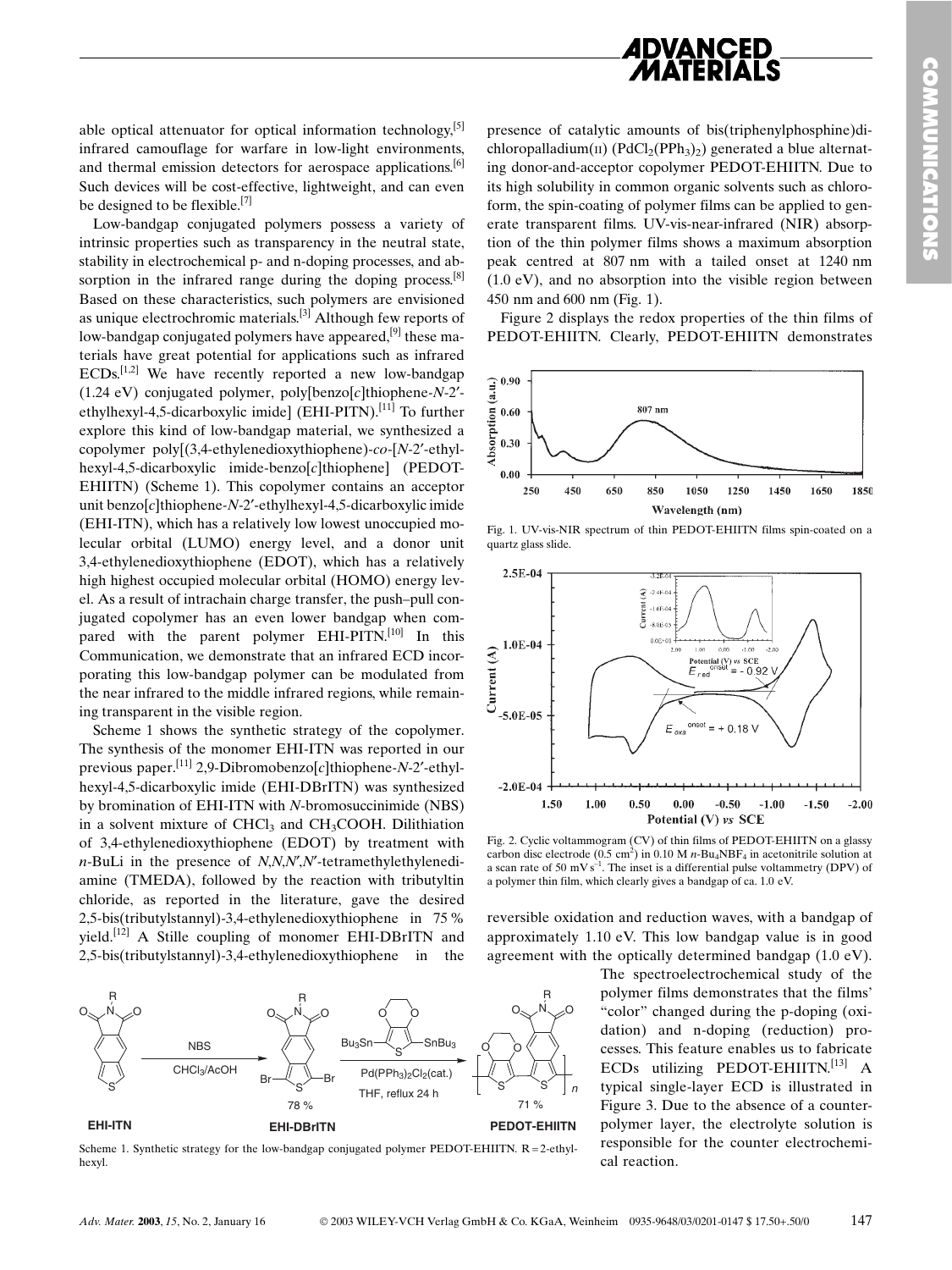able optical attenuator for optical information technology,[5] infrared camouflage for warfare in low-light environments, and thermal emission detectors for aerospace applications.[6] Such devices will be cost-effective, lightweight, and can even be designed to be flexible.[7]

Low-bandgap conjugated polymers possess a variety of intrinsic properties such as transparency in the neutral state, stability in electrochemical p- and n-doping processes, and absorption in the infrared range during the doping process.[8] Based on these characteristics, such polymers are envisioned as unique electrochromic materials.[3] Although few reports of low-bandgap conjugated polymers have appeared,[9] these materials have great potential for applications such as infrared ECDs.[1,2] We have recently reported a new low-bandgap (1.24 eV) conjugated polymer, poly[benzo[*c*]thiophene-*N*-2′-ethylhexyl-4,5-dicarboxylic imide] (EHI-PITN).[11] To further explore this kind of low-bandgap material, we synthesized a copolymer poly[(3,4-ethylenedioxythiophene)-*co*-[*N*-2′-ethylhexyl-4,5-dicarboxylic imide-benzo[*c*]thiophene] (PEDOT-EHIITN) (Scheme 1). This copolymer contains an acceptor unit benzo[*c*]thiophene-*N*-2′-ethylhexyl-4,5-dicarboxylic imide (EHI-ITN), which has a relatively low lowest unoccupied molecular orbital (LUMO) energy level, and a donor unit 3,4-ethylenedioxythiophene (EDOT), which has a relatively high highest occupied molecular orbital (HOMO) energy level. As a result of intrachain charge transfer, the push–pull conjugated copolymer has an even lower bandgap when compared with the parent polymer EHI-PITN.[10] In this Communication, we demonstrate that an infrared ECD incorporating this low-bandgap polymer can be modulated from the near infrared to the middle infrared regions, while remaining transparent in the visible region.

Scheme 1 shows the synthetic strategy of the copolymer. The synthesis of the monomer EHI-ITN was reported in our previous paper.[11] 2,9-Dibromobenzo[*c*]thiophene-*N*-2′-ethylhexyl-4,5-dicarboxylic imide (EHI-DBrITN) was synthesized by bromination of EHI-ITN with *N*-bromosuccinimide (NBS) in a solvent mixture of $CHCl_3$ and $CH_3COOH$. Dilithiation of 3,4-ethylenedioxythiophene (EDOT) by treatment with *n*-BuLi in the presence of *N*,*N*,*N*′,*N*′-tetramethylethylenediamine (TMEDA), followed by the reaction with tributyltin chloride, as reported in the literature, gave the desired 2,5-bis(tributylstannyl)-3,4-ethylenedioxythiophene in 75 % yield.[12] A Stille coupling of monomer EHI-DBrITN and 2,5-bis(tributylstannyl)-3,4-ethylenedioxythiophene in the presence of catalytic amounts of bis(triphenylphosphine)dichloropalladium(II) ($PdCl_2(PPh_3)_2$) generated a blue alternating donor-and-acceptor copolymer PEDOT-EHIITN. Due to its high solubility in common organic solvents such as chloroform, the spin-coating of polymer films can be applied to generate transparent films. UV-vis-near-infrared (NIR) absorption of the thin polymer films shows a maximum absorption peak centred at 807 nm with a tailed onset at 1240 nm (1.0 eV), and no absorption into the visible region between 450 nm and 600 nm (Fig. 1).

Figure 2 displays the redox properties of the thin films of PEDOT-EHIITN. Clearly, PEDOT-EHIITN demonstrates reversible oxidation and reduction waves, with a bandgap of approximately 1.10 eV. This low bandgap value is in good agreement with the optically determined bandgap (1.0 eV).

Fig. 1. UV-vis-NIR spectrum of thin PEDOT-EHIITN films spin-coated on a quartz glass slide.

Fig. 2. Cyclic voltammogram (CV) of thin films of PEDOT-EHIITN on a glassy carbon disc electrode (0.5 $cm^2$) in 0.10 M *n*-$Bu_4NBF_4$ in acetonitrile solution at a scan rate of 50 mV $s^{-1}$. The inset is a differential pulse voltammetry (DPV) of a polymer thin film, which clearly gives a bandgap of ca. 1.0 eV.

Scheme 1. Synthetic strategy for the low-bandgap conjugated polymer PEDOT-EHIITN. R = 2-ethylhexyl.

The spectroelectrochemical study of the polymer films demonstrates that the films' "color" changed during the p-doping (oxidation) and n-doping (reduction) processes. This feature enables us to fabricate ECDs utilizing PEDOT-EHIITN.[13] A typical single-layer ECD is illustrated in Figure 3. Due to the absence of a counter-polymer layer, the electrolyte solution is responsible for the counter electrochemical reaction.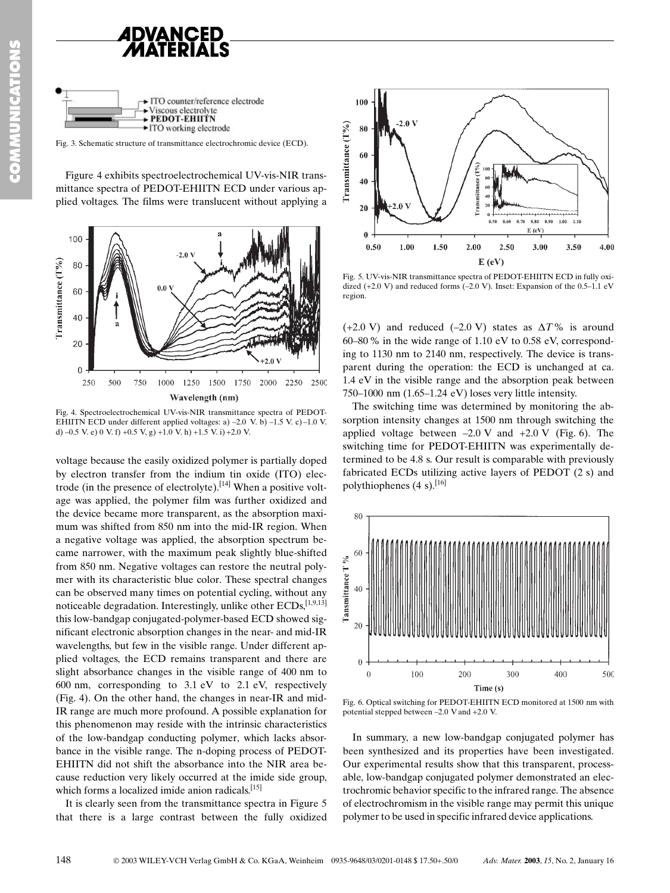Fig. 3. Schematic structure of transmittance electrochromic device (ECD).

Figure 4 exhibits spectroelectrochemical UV-vis-NIR transmittance spectra of PEDOT-EHIITN ECD under various applied voltages. The films were translucent without applying a voltage because the easily oxidized polymer is partially doped by electron transfer from the indium tin oxide (ITO) electrode (in the presence of electrolyte).[14] When a positive voltage was applied, the polymer film was further oxidized and the device became more transparent, as the absorption maximum was shifted from 850 nm into the mid-IR region. When a negative voltage was applied, the absorption spectrum became narrower, with the maximum peak slightly blue-shifted from 850 nm. Negative voltages can restore the neutral polymer with its characteristic blue color. These spectral changes can be observed many times on potential cycling, without any noticeable degradation. Interestingly, unlike other ECDs,[1,9,13] this low-bandgap conjugated-polymer-based ECD showed significant electronic absorption changes in the near- and mid-IR wavelengths, but few in the visible range. Under different applied voltages, the ECD remains transparent and there are slight absorbance changes in the visible range of 400 nm to 600 nm, corresponding to 3.1 eV to 2.1 eV, respectively (Fig. 4). On the other hand, the changes in near-IR and mid-IR range are much more profound. A possible explanation for this phenomenon may reside with the intrinsic characteristics of the low-bandgap conducting polymer, which lacks absorbance in the visible range. The n-doping process of PEDOT-EHIITN did not shift the absorbance into the NIR area because reduction very likely occurred at the imide side group, which forms a localized imide anion radicals.[15]

Fig. 4. Spectroelectrochemical UV-vis-NIR transmittance spectra of PEDOT-EHIITN ECD under different applied voltages: a) –2.0 V. b) –1.5 V. c) –1.0 V. d) –0.5 V. e) 0 V. f) +0.5 V, g) +1.0 V. h) +1.5 V. i) +2.0 V.

It is clearly seen from the transmittance spectra in Figure 5 that there is a large contrast between the fully oxidized (+2.0 V) and reduced (–2.0 V) states as $\Delta T$% is around 60–80 % in the wide range of 1.10 eV to 0.58 eV, corresponding to 1130 nm to 2140 nm, respectively. The device is transparent during the operation: the ECD is unchanged at ca. 1.4 eV in the visible range and the absorption peak between 750–1000 nm (1.65–1.24 eV) loses very little intensity.

Fig. 5. UV-vis-NIR transmittance spectra of PEDOT-EHIITN ECD in fully oxidized (+2.0 V) and reduced forms (–2.0 V). Inset: Expansion of the 0.5–1.1 eV region.

The switching time was determined by monitoring the absorption intensity changes at 1500 nm through switching the applied voltage between –2.0 V and +2.0 V (Fig. 6). The switching time for PEDOT-EHIITN was experimentally determined to be 4.8 s. Our result is comparable with previously fabricated ECDs utilizing active layers of PEDOT (2 s) and polythiophenes (4 s).[16]

Fig. 6. Optical switching for PEDOT-EHIITN ECD monitored at 1500 nm with potential stepped between –2.0 V and +2.0 V.

In summary, a new low-bandgap conjugated polymer has been synthesized and its properties have been investigated. Our experimental results show that this transparent, processable, low-bandgap conjugated polymer demonstrated an electrochromic behavior specific to the infrared range. The absence of electrochromism in the visible range may permit this unique polymer to be used in specific infrared device applications.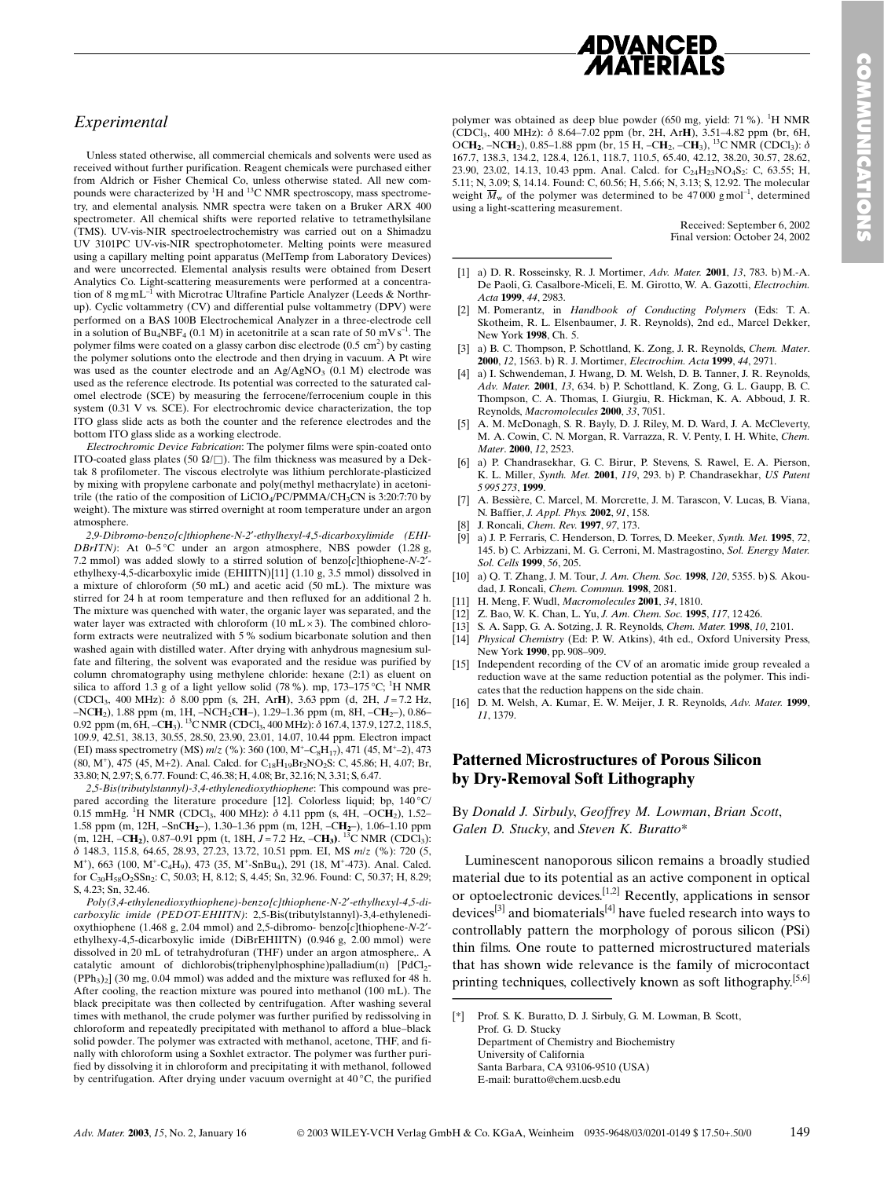## Experimental

Unless stated otherwise, all commercial chemicals and solvents were used as received without further purification. Reagent chemicals were purchased either from Aldrich or Fisher Chemical Co, unless otherwise stated. All new compounds were characterized by $^{1}$H and $^{13}$C NMR spectroscopy, mass spectrometry, and elemental analysis. NMR spectra were taken on a Bruker ARX 400 spectrometer. All chemical shifts were reported relative to tetramethylsilane (TMS). UV-vis-NIR spectroelectrochemistry was carried out on a Shimadzu UV 3101PC UV-vis-NIR spectrophotometer. Melting points were measured using a capillary melting point apparatus (MelTemp from Laboratory Devices) and were uncorrected. Elemental analysis results were obtained from Desert Analytics Co. Light-scattering measurements were performed at a concentration of 8 mg mL$^{-1}$ with Microtrac Ultrafine Particle Analyzer (Leeds & Northrup). Cyclic voltammetry (CV) and differential pulse voltammetry (DPV) were performed on a BAS 100B Electrochemical Analyzer in a three-electrode cell in a solution of $Bu_4NBF_4$ (0.1 M) in acetonitrile at a scan rate of 50 mV s$^{-1}$. The polymer films were coated on a glassy carbon disc electrode (0.5 cm$^2$) by casting the polymer solutions onto the electrode and then drying in vacuum. A Pt wire was used as the counter electrode and an $Ag/AgNO_3$ (0.1 M) electrode was used as the reference electrode. Its potential was corrected to the saturated calomel electrode (SCE) by measuring the ferrocene/ferrocenium couple in this system (0.31 V vs. SCE). For electrochromic device characterization, the top ITO glass slide acts as both the counter and the reference electrodes and the bottom ITO glass slide as a working electrode.

*Electrochromic Device Fabrication*: The polymer films were spin-coated onto ITO-coated glass plates (50 Ω/□). The film thickness was measured by a Dektak 8 profilometer. The viscous electrolyte was lithium perchlorate-plasticized by mixing with propylene carbonate and poly(methyl methacrylate) in acetonitrile (the ratio of the composition of $LiClO_4$/PC/PMMA/$CH_3CN$ is 3:20:7:70 by weight). The mixture was stirred overnight at room temperature under an argon atmosphere.

*2,9-Dibromo-benzo[c]thiophene-N-2′-ethylhexyl-4,5-dicarboxylimide (EHI-DBrITN)*: At 0–5 °C under an argon atmosphere, NBS powder (1.28 g, 7.2 mmol) was added slowly to a stirred solution of benzo[c]thiophene-N-2′-ethylhexy-4,5-dicarboxylic imide (EHIITN)[11] (1.10 g, 3.5 mmol) dissolved in a mixture of chloroform (50 mL) and acetic acid (50 mL). The mixture was stirred for 24 h at room temperature and then refluxed for an additional 2 h. The mixture was quenched with water, the organic layer was separated, and the water layer was extracted with chloroform (10 mL × 3). The combined chloroform extracts were neutralized with 5 % sodium bicarbonate solution and then washed again with distilled water. After drying with anhydrous magnesium sulfate and filtering, the solvent was evaporated and the residue was purified by column chromatography using methylene chloride: hexane (2:1) as eluent on silica to afford 1.3 g of a light yellow solid (78 %). mp, 173–175 °C; $^{1}$H NMR ($CDCl_3$, 400 MHz): δ 8.00 ppm (s, 2H, Ar**H**), 3.63 ppm (d, 2H, $J$ = 7.2 Hz, –NC**H**$_2$), 1.88 ppm (m, 1H, –NCH$_2$C**H**–), 1.29–1.36 ppm (m, 8H, –C**H**$_2$–), 0.86–0.92 ppm (m, 6H, –C**H**$_3$). $^{13}$C NMR ($CDCl_3$, 400 MHz): δ 167.4, 137.9, 127.2, 118.5, 109.9, 42.51, 38.13, 30.55, 28.50, 23.90, 23.01, 14.07, 10.44 ppm. Electron impact (EI) mass spectrometry (MS) $m/z$ (%): 360 (100, M$^+$–$C_8H_{17}$), 471 (45, M$^+$–2), 473 (80, M$^+$), 475 (45, M+2). Anal. Calcd. for $C_{18}H_{19}Br_2NO_2S$: C, 45.86; H, 4.07; Br, 33.80; N, 2.97; S, 6.77. Found: C, 46.38; H, 4.08; Br, 32.16; N, 3.31; S, 6.47.

*2,5-Bis(tributylstannyl)-3,4-ethylenedioxythiophene*: This compound was prepared according the literature procedure [12]. Colorless liquid; bp, 140 °C/0.15 mmHg. $^{1}$H NMR ($CDCl_3$, 400 MHz): δ 4.11 ppm (s, 4H, –OC**H**$_2$), 1.52–1.58 ppm (m, 12H, –SnC**H**$_2$–), 1.30–1.36 ppm (m, 12H, –C**H**$_2$–), 1.06–1.10 ppm (m, 12H, –C**H**$_2$), 0.87–0.91 ppm (t, 18H, $J$ = 7.2 Hz, –C**H**$_3$). $^{13}$C NMR ($CDCl_3$): δ 148.3, 115.8, 64.65, 28.93, 27.23, 13.72, 10.51 ppm. EI, MS $m/z$ (%): 720 (5, M$^+$), 663 (100, M$^+$-$C_4H_9$), 473 (35, M$^+$-SnBu$_4$), 291 (18, M$^+$-473). Anal. Calcd. for $C_{30}H_{58}O_2SSn_2$: C, 50.03; H, 8.12; S, 4.45; Sn, 32.96. Found: C, 50.37; H, 8.29; S, 4.23; Sn, 32.46.

*Poly(3,4-ethylenedioxythiophene)-benzo[c]thiophene-N-2′-ethylhexyl-4,5-dicarboxylic imide (PEDOT-EHIITN)*: 2,5-Bis(tributylstannyl)-3,4-ethylenedioxythiophene (1.468 g, 2.04 mmol) and 2,5-dibromo- benzo[c]thiophene-N-2′-ethylhexyl-4,5-dicarboxylic imide (DiBrEHIITN) (0.946 g, 2.00 mmol) were dissolved in 20 mL of tetrahydrofuran (THF) under an argon atmosphere,. A catalytic amount of dichlorobis(triphenylphosphine)palladium(II) [$PdCl_2(PPh_3)_2$] (30 mg, 0.04 mmol) was added and the mixture was refluxed for 48 h. After cooling, the reaction mixture was poured into methanol (100 mL). The black precipitate was then collected by centrifugation. After washing several times with methanol, the crude polymer was further purified by redissolving in chloroform and repeatedly precipitated with methanol to afford a blue–black solid powder. The polymer was extracted with methanol, acetone, THF, and finally with chloroform using a Soxhlet extractor. The polymer was further purified by dissolving it in chloroform and precipitating it with methanol, followed by centrifugation. After drying under vacuum overnight at 40 °C, the purified polymer was obtained as deep blue powder (650 mg, yield: 71 %). $^{1}$H NMR ($CDCl_3$, 400 MHz): δ 8.64–7.02 ppm (br, 2H, Ar**H**), 3.51–4.82 ppm (br, 6H, OC**H**$_2$, –NC**H**$_2$), 0.85–1.88 ppm (br, 15 H, –C**H**$_2$, –C**H**$_3$), $^{13}$C NMR ($CDCl_3$): δ 167.7, 138.3, 134.2, 128.4, 126.1, 118.7, 110.5, 65.40, 42.12, 38.20, 30.57, 28.62, 23.90, 23.02, 14.13, 10.43 ppm. Anal. Calcd. for $C_{24}H_{23}NO_4S_2$: C, 63.55; H, 5.11; N, 3.09; S, 14.14. Found: C, 60.56; H, 5.66; N, 3.13; S, 12.92. The molecular weight $\overline{M}_w$ of the polymer was determined to be 47 000 g mol$^{-1}$, determined using a light-scattering measurement.

Received: September 6, 2002
Final version: October 24, 2002

---

[1] a) D. R. Rosseinsky, R. J. Mortimer, *Adv. Mater.* **2001**, *13*, 783. b) M.-A. De Paoli, G. Casalbore-Miceli, E. M. Girotto, W. A. Gazotti, *Electrochim. Acta* **1999**, *44*, 2983.

[2] M. Pomerantz, in *Handbook of Conducting Polymers* (Eds: T. A. Skotheim, R. L. Elsenbaumer, J. R. Reynolds), 2nd ed., Marcel Dekker, New York **1998**, Ch. 5.

[3] a) B. C. Thompson, P. Schottland, K. Zong, J. R. Reynolds, *Chem. Mater.* **2000**, *12*, 1563. b) R. J. Mortimer, *Electrochim. Acta* **1999**, *44*, 2971.

[4] a) I. Schwendeman, J. Hwang, D. M. Welsh, D. B. Tanner, J. R. Reynolds, *Adv. Mater.* **2001**, *13*, 634. b) P. Schottland, K. Zong, G. L. Gaupp, B. C. Thompson, C. A. Thomas, I. Giurgiu, R. Hickman, K. A. Abboud, J. R. Reynolds, *Macromolecules* **2000**, *33*, 7051.

[5] A. M. McDonagh, S. R. Bayly, D. J. Riley, M. D. Ward, J. A. McCleverty, M. A. Cowin, C. N. Morgan, R. Varrazza, R. V. Penty, I. H. White, *Chem. Mater.* **2000**, *12*, 2523.

[6] a) P. Chandrasekhar, G. C. Birur, P. Stevens, S. Rawel, E. A. Pierson, K. L. Miller, *Synth. Met.* **2001**, *119*, 293. b) P. Chandrasekhar, *US Patent 5 995 273*, **1999**.

[7] A. Bessière, C. Marcel, M. Morcrette, J. M. Tarascon, V. Lucas, B. Viana, N. Baffier, *J. Appl. Phys.* **2002**, *91*, 158.

[8] J. Roncali, *Chem. Rev.* **1997**, *97*, 173.

[9] a) J. P. Ferraris, C. Henderson, D. Torres, D. Meeker, *Synth. Met.* **1995**, *72*, 145. b) C. Arbizzani, M. G. Cerroni, M. Mastragostino, *Sol. Energy Mater. Sol. Cells* **1999**, *56*, 205.

[10] a) Q. T. Zhang, J. M. Tour, *J. Am. Chem. Soc.* **1998**, *120*, 5355. b) S. Akoudad, J. Roncali, *Chem. Commun.* **1998**, 2081.

[11] H. Meng, F. Wudl, *Macromolecules* **2001**, *34*, 1810.

[12] Z. Bao, W. K. Chan, L. Yu, *J. Am. Chem. Soc.* **1995**, *117*, 12 426.

[13] S. A. Sapp, G. A. Sotzing, J. R. Reynolds, *Chem. Mater.* **1998**, *10*, 2101.

[14] *Physical Chemistry* (Ed: P. W. Atkins), 4th ed., Oxford University Press, New York **1990**, pp. 908–909.

[15] Independent recording of the CV of an aromatic imide group revealed a reduction wave at the same reduction potential as the polymer. This indicates that the reduction happens on the side chain.

[16] D. M. Welsh, A. Kumar, E. W. Meijer, J. R. Reynolds, *Adv. Mater.* **1999**, *11*, 1379.

## Patterned Microstructures of Porous Silicon by Dry-Removal Soft Lithography

By *Donald J. Sirbuly*, *Geoffrey M. Lowman*, *Brian Scott*, *Galen D. Stucky*, and *Steven K. Buratto*\*

Luminescent nanoporous silicon remains a broadly studied material due to its potential as an active component in optical or optoelectronic devices.[1,2] Recently, applications in sensor devices[3] and biomaterials[4] have fueled research into ways to controllably pattern the morphology of porous silicon (PSi) thin films. One route to patterned microstructured materials that has shown wide relevance is the family of microcontact printing techniques, collectively known as soft lithography.[5,6]

---

[\*] Prof. S. K. Buratto, D. J. Sirbuly, G. M. Lowman, B. Scott, Prof. G. D. Stucky
Department of Chemistry and Biochemistry
University of California
Santa Barbara, CA 93106-9510 (USA)
E-mail: buratto@chem.ucsb.edu